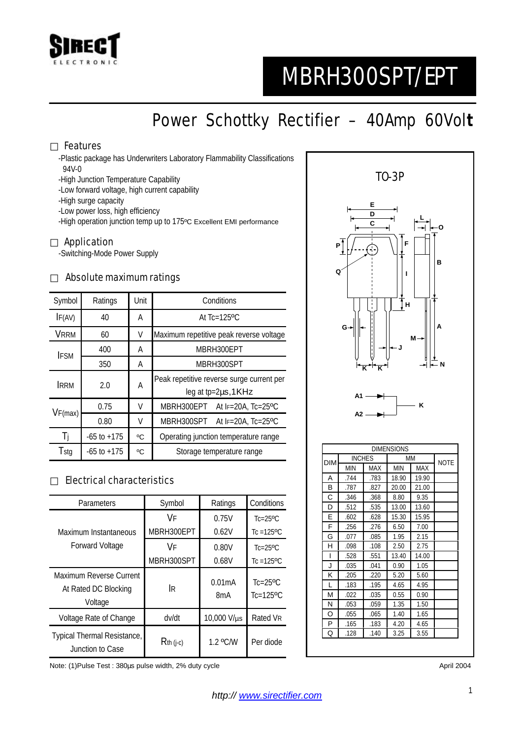# MBRH300SPT/EPT

## Power Schottky Rectifier – 40Amp 60Volt

### □ Features

- -Plastic package has Underwriters Laboratory Flammability Classifications 94V-0
- -High Junction Temperature Capability
- -Low forward voltage, high current capability
- -High surge capacity
- -Low power loss, high efficiency
- -High operation junction temp up to 175ºC Excellent EMI performance

### □ Application

- -Switching-Mode Power Supply

### □ Absolute maximum ratings

| Symbol | Ratings | Unit | Conditions |
|---|---|---|---|
| $I_{F(AV)}$ | 40 | A | At Tc=125ºC |
| $V_{RRM}$ | 60 | V | Maximum repetitive peak reverse voltage |
| $I_{FSM}$ | 400 | A | MBRH300EPT |
| | 350 | A | MBRH300SPT |
| $I_{RRM}$ | 2.0 | A | Peak repetitive reverse surge current per leg at tp=2µs,1KHz |
| $V_{F(max)}$ | 0.75 | V | MBRH300EPT At $I_F$=20A, Tc=25ºC |
| | 0.80 | V | MBRH300SPT At $I_F$=20A, Tc=25ºC |
| $T_j$ | -65 to +175 | ºC | Operating junction temperature range |
| $T_{stg}$ | -65 to +175 | ºC | Storage temperature range |

### □ Electrical characteristics

| Parameters | Symbol | Ratings | Conditions |
|---|---|---|---|
| Maximum Instantaneous Forward Voltage | $V_F$ MBRH300EPT | 0.75V | Tc=25ºC |
| | | 0.62V | Tc =125ºC |
| | $V_F$ MBRH300SPT | 0.80V | Tc=25ºC |
| | | 0.68V | Tc =125ºC |
| Maximum Reverse Current At Rated DC Blocking Voltage | $I_R$ | 0.01mA | Tc=25ºC |
| | | 8mA | Tc=125ºC |
| Voltage Rate of Change | dv/dt | 10,000 V/µs | Rated $V_R$ |
| Typical Thermal Resistance, Junction to Case | $R_{th\ (j-c)}$ | 1.2 ºC/W | Per diode |

Note: (1)Pulse Test : 380µs pulse width, 2% duty cycle

TO-3P

| DIM | INCHES | | MM | | NOTE |
|---|---|---|---|---|---|
| | MIN | MAX | MIN | MAX | |
| A | .744 | .783 | 18.90 | 19.90 | |
| B | .787 | .827 | 20.00 | 21.00 | |
| C | .346 | .368 | 8.80 | 9.35 | |
| D | .512 | .535 | 13.00 | 13.60 | |
| E | .602 | .628 | 15.30 | 15.95 | |
| F | .256 | .276 | 6.50 | 7.00 | |
| G | .077 | .085 | 1.95 | 2.15 | |
| H | .098 | .108 | 2.50 | 2.75 | |
| I | .528 | .551 | 13.40 | 14.00 | |
| J | .035 | .041 | 0.90 | 1.05 | |
| K | .205 | .220 | 5.20 | 5.60 | |
| L | .183 | .195 | 4.65 | 4.95 | |
| M | .022 | .035 | 0.55 | 0.90 | |
| N | .053 | .059 | 1.35 | 1.50 | |
| O | .055 | .065 | 1.40 | 1.65 | |
| P | .165 | .183 | 4.20 | 4.65 | |
| Q | .128 | .140 | 3.25 | 3.55 | |

April 2004

*http:// www.sirectifier.com*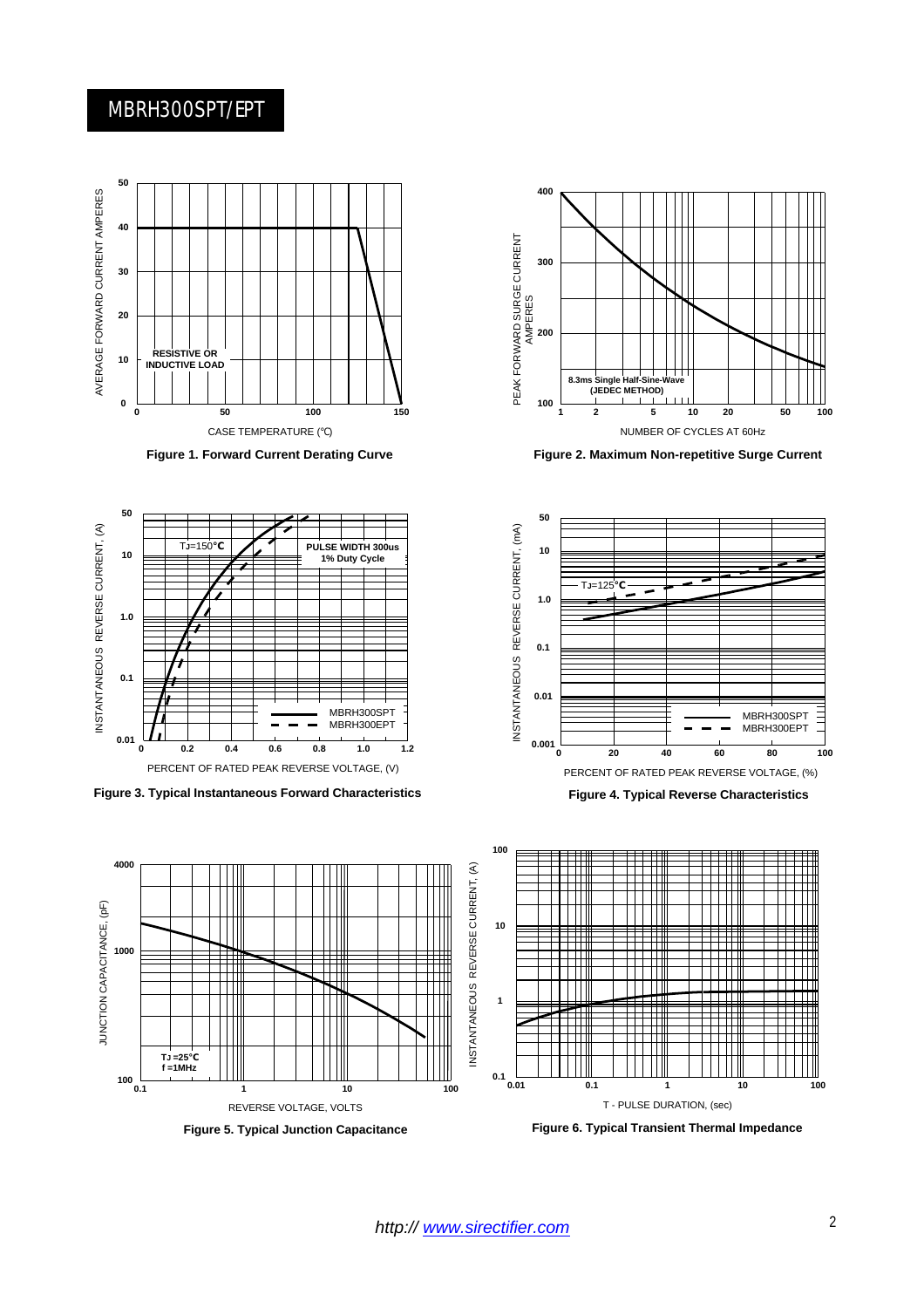# MBRH300SPT/EPT

AVERAGE FORWARD CURRENT AMPERES

50
40
30
20
10
0

RESISTIVE OR
INDUCTIVE LOAD

0 50 100 150

CASE TEMPERATURE (℃)

**Figure 1. Forward Current Derating Curve**

PEAK FORWARD SURGE CURRENT AMPERES

400
300
200
100

8.3ms Single Half-Sine-Wave
(JEDEC METHOD)

1 2 5 10 20 50 100

NUMBER OF CYCLES AT 60Hz

**Figure 2. Maximum Non-repetitive Surge Current**

INSTANTANEOUS REVERSE CURRENT, (A)

50
10
1.0
0.1
0.01

TJ=150℃

PULSE WIDTH 300us
1% Duty Cycle

MBRH300SPT
MBRH300EPT

0 0.2 0.4 0.6 0.8 1.0 1.2

PERCENT OF RATED PEAK REVERSE VOLTAGE, (V)

**Figure 3. Typical Instantaneous Forward Characteristics**

INSTANTANEOUS REVERSE CURRENT, (mA)

50
10
1.0
0.1
0.01
0.001

TJ=125℃

MBRH300SPT
MBRH300EPT

0 20 40 60 80 100

PERCENT OF RATED PEAK REVERSE VOLTAGE, (%)

**Figure 4. Typical Reverse Characteristics**

JUNCTION CAPACITANCE, (pF)

4000
1000
100

TJ =25℃
f =1MHz

0.1 1 10 100

REVERSE VOLTAGE, VOLTS

**Figure 5. Typical Junction Capacitance**

INSTANTANEOUS REVERSE CURRENT, (A)

100
10
1
0.1

0.01 0.1 1 10 100

T - PULSE DURATION, (sec)

**Figure 6. Typical Transient Thermal Impedance**

*http:// www.sirectifier.com*